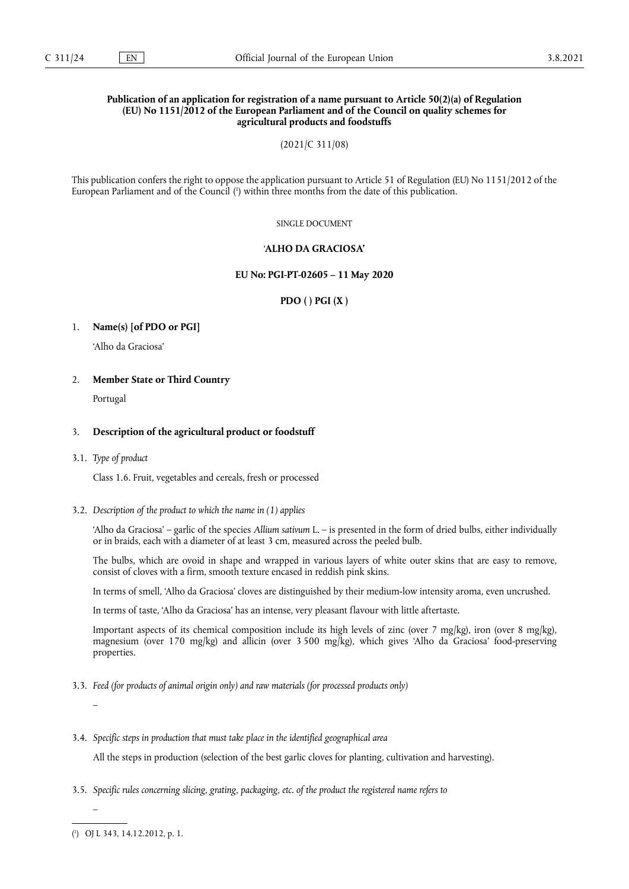**Publication of an application for registration of a name pursuant to Article 50(2)(a) of Regulation (EU) No 1151/2012 of the European Parliament and of the Council on quality schemes for agricultural products and foodstuffs**

(2021/C 311/08)

This publication confers the right to oppose the application pursuant to Article 51 of Regulation (EU) No 1151/2012 of the European Parliament and of the Council [1] within three months from the date of this publication.

SINGLE DOCUMENT

**'ALHO DA GRACIOSA'**

**EU No: PGI-PT-02605 – 11 May 2020**

**PDO ( ) PGI (X )**

1. **Name(s) [of PDO or PGI]**

   'Alho da Graciosa'

2. **Member State or Third Country**

   Portugal

3. **Description of the agricultural product or foodstuff**

3.1. *Type of product*

Class 1.6. Fruit, vegetables and cereals, fresh or processed

3.2. *Description of the product to which the name in (1) applies*

'Alho da Graciosa' – garlic of the species *Allium sativum* L. – is presented in the form of dried bulbs, either individually or in braids, each with a diameter of at least 3 cm, measured across the peeled bulb.

The bulbs, which are ovoid in shape and wrapped in various layers of white outer skins that are easy to remove, consist of cloves with a firm, smooth texture encased in reddish pink skins.

In terms of smell, 'Alho da Graciosa' cloves are distinguished by their medium-low intensity aroma, even uncrushed.

In terms of taste, 'Alho da Graciosa' has an intense, very pleasant flavour with little aftertaste.

Important aspects of its chemical composition include its high levels of zinc (over 7 mg/kg), iron (over 8 mg/kg), magnesium (over 170 mg/kg) and allicin (over 3 500 mg/kg), which gives 'Alho da Graciosa' food-preserving properties.

3.3. *Feed (for products of animal origin only) and raw materials (for processed products only)*

–

3.4. *Specific steps in production that must take place in the identified geographical area*

All the steps in production (selection of the best garlic cloves for planting, cultivation and harvesting).

3.5. *Specific rules concerning slicing, grating, packaging, etc. of the product the registered name refers to*

–

[1] OJ L 343, 14.12.2012, p. 1.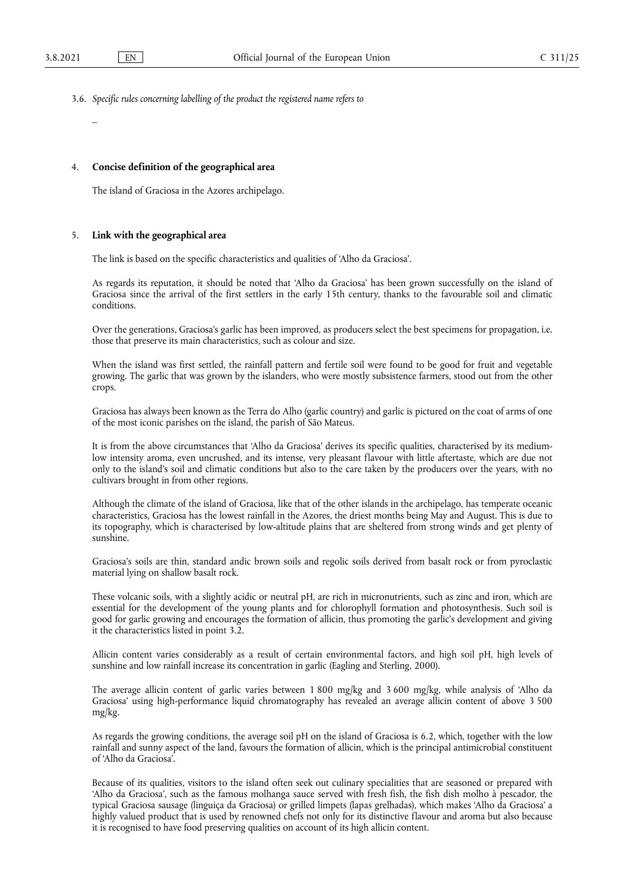3.6. *Specific rules concerning labelling of the product the registered name refers to*

—

## 4. **Concise definition of the geographical area**

The island of Graciosa in the Azores archipelago.

## 5. **Link with the geographical area**

The link is based on the specific characteristics and qualities of 'Alho da Graciosa'.

As regards its reputation, it should be noted that 'Alho da Graciosa' has been grown successfully on the island of Graciosa since the arrival of the first settlers in the early 15th century, thanks to the favourable soil and climatic conditions.

Over the generations, Graciosa's garlic has been improved, as producers select the best specimens for propagation, i.e. those that preserve its main characteristics, such as colour and size.

When the island was first settled, the rainfall pattern and fertile soil were found to be good for fruit and vegetable growing. The garlic that was grown by the islanders, who were mostly subsistence farmers, stood out from the other crops.

Graciosa has always been known as the Terra do Alho (garlic country) and garlic is pictured on the coat of arms of one of the most iconic parishes on the island, the parish of São Mateus.

It is from the above circumstances that 'Alho da Graciosa' derives its specific qualities, characterised by its medium-low intensity aroma, even uncrushed, and its intense, very pleasant flavour with little aftertaste, which are due not only to the island's soil and climatic conditions but also to the care taken by the producers over the years, with no cultivars brought in from other regions.

Although the climate of the island of Graciosa, like that of the other islands in the archipelago, has temperate oceanic characteristics, Graciosa has the lowest rainfall in the Azores, the driest months being May and August. This is due to its topography, which is characterised by low-altitude plains that are sheltered from strong winds and get plenty of sunshine.

Graciosa's soils are thin, standard andic brown soils and regolic soils derived from basalt rock or from pyroclastic material lying on shallow basalt rock.

These volcanic soils, with a slightly acidic or neutral pH, are rich in micronutrients, such as zinc and iron, which are essential for the development of the young plants and for chlorophyll formation and photosynthesis. Such soil is good for garlic growing and encourages the formation of allicin, thus promoting the garlic's development and giving it the characteristics listed in point 3.2.

Allicin content varies considerably as a result of certain environmental factors, and high soil pH, high levels of sunshine and low rainfall increase its concentration in garlic (Eagling and Sterling, 2000).

The average allicin content of garlic varies between 1 800 mg/kg and 3 600 mg/kg, while analysis of 'Alho da Graciosa' using high-performance liquid chromatography has revealed an average allicin content of above 3 500 mg/kg.

As regards the growing conditions, the average soil pH on the island of Graciosa is 6.2, which, together with the low rainfall and sunny aspect of the land, favours the formation of allicin, which is the principal antimicrobial constituent of 'Alho da Graciosa'.

Because of its qualities, visitors to the island often seek out culinary specialities that are seasoned or prepared with 'Alho da Graciosa', such as the famous molhanga sauce served with fresh fish, the fish dish molho à pescador, the typical Graciosa sausage (linguiça da Graciosa) or grilled limpets (lapas grelhadas), which makes 'Alho da Graciosa' a highly valued product that is used by renowned chefs not only for its distinctive flavour and aroma but also because it is recognised to have food preserving qualities on account of its high allicin content.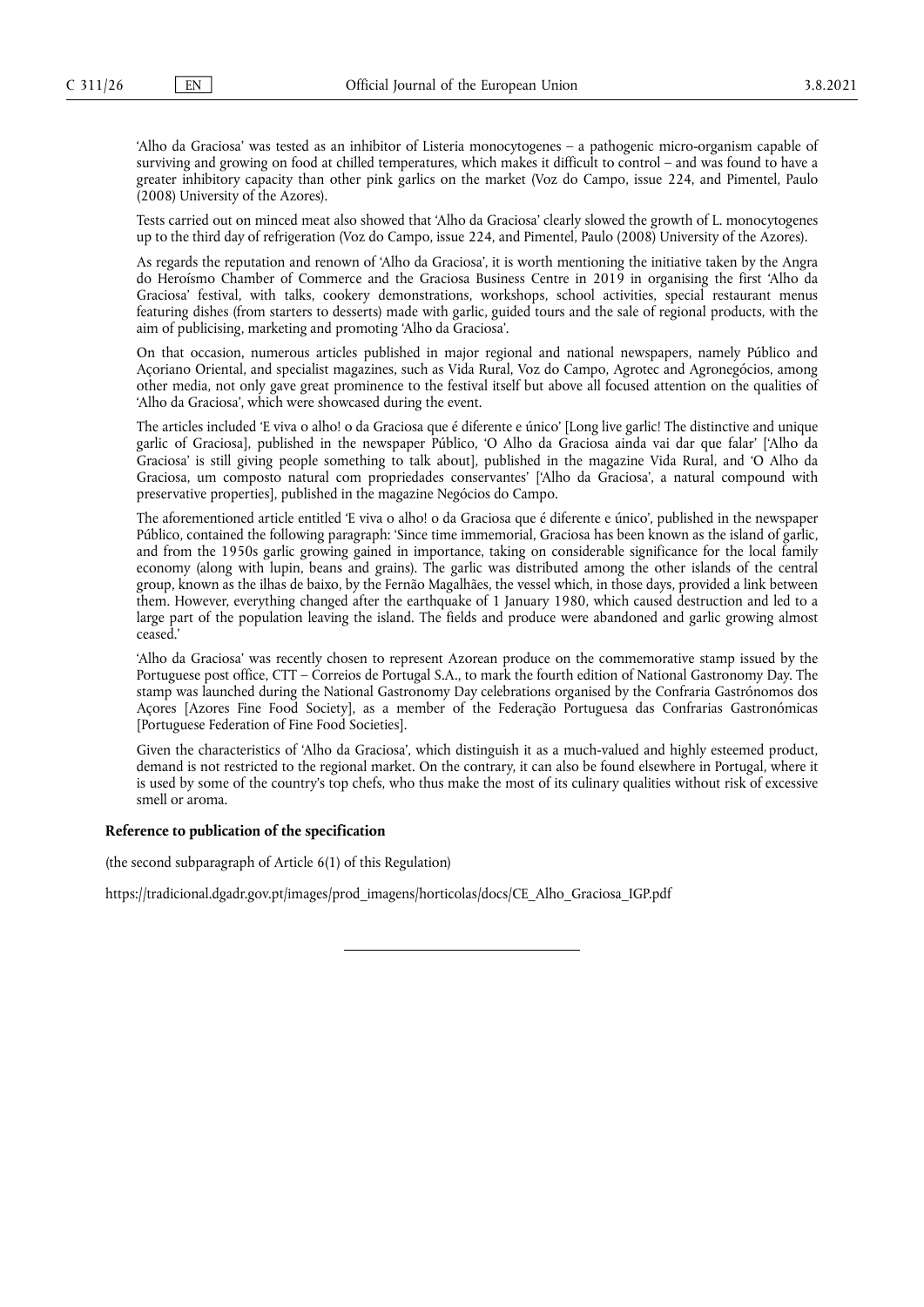'Alho da Graciosa' was tested as an inhibitor of Listeria monocytogenes – a pathogenic micro-organism capable of surviving and growing on food at chilled temperatures, which makes it difficult to control – and was found to have a greater inhibitory capacity than other pink garlics on the market (Voz do Campo, issue 224, and Pimentel, Paulo (2008) University of the Azores).

Tests carried out on minced meat also showed that 'Alho da Graciosa' clearly slowed the growth of L. monocytogenes up to the third day of refrigeration (Voz do Campo, issue 224, and Pimentel, Paulo (2008) University of the Azores).

As regards the reputation and renown of 'Alho da Graciosa', it is worth mentioning the initiative taken by the Angra do Heroísmo Chamber of Commerce and the Graciosa Business Centre in 2019 in organising the first 'Alho da Graciosa' festival, with talks, cookery demonstrations, workshops, school activities, special restaurant menus featuring dishes (from starters to desserts) made with garlic, guided tours and the sale of regional products, with the aim of publicising, marketing and promoting 'Alho da Graciosa'.

On that occasion, numerous articles published in major regional and national newspapers, namely Público and Açoriano Oriental, and specialist magazines, such as Vida Rural, Voz do Campo, Agrotec and Agronegócios, among other media, not only gave great prominence to the festival itself but above all focused attention on the qualities of 'Alho da Graciosa', which were showcased during the event.

The articles included 'E viva o alho! o da Graciosa que é diferente e único' [Long live garlic! The distinctive and unique garlic of Graciosa], published in the newspaper Público, 'O Alho da Graciosa ainda vai dar que falar' ['Alho da Graciosa' is still giving people something to talk about], published in the magazine Vida Rural, and 'O Alho da Graciosa, um composto natural com propriedades conservantes' ['Alho da Graciosa', a natural compound with preservative properties], published in the magazine Negócios do Campo.

The aforementioned article entitled 'E viva o alho! o da Graciosa que é diferente e único', published in the newspaper Público, contained the following paragraph: 'Since time immemorial, Graciosa has been known as the island of garlic, and from the 1950s garlic growing gained in importance, taking on considerable significance for the local family economy (along with lupin, beans and grains). The garlic was distributed among the other islands of the central group, known as the ilhas de baixo, by the Fernão Magalhães, the vessel which, in those days, provided a link between them. However, everything changed after the earthquake of 1 January 1980, which caused destruction and led to a large part of the population leaving the island. The fields and produce were abandoned and garlic growing almost ceased.'

'Alho da Graciosa' was recently chosen to represent Azorean produce on the commemorative stamp issued by the Portuguese post office, CTT – Correios de Portugal S.A., to mark the fourth edition of National Gastronomy Day. The stamp was launched during the National Gastronomy Day celebrations organised by the Confraria Gastrónomos dos Açores [Azores Fine Food Society], as a member of the Federação Portuguesa das Confrarias Gastronómicas [Portuguese Federation of Fine Food Societies].

Given the characteristics of 'Alho da Graciosa', which distinguish it as a much-valued and highly esteemed product, demand is not restricted to the regional market. On the contrary, it can also be found elsewhere in Portugal, where it is used by some of the country's top chefs, who thus make the most of its culinary qualities without risk of excessive smell or aroma.

**Reference to publication of the specification**

(the second subparagraph of Article 6(1) of this Regulation)

https://tradicional.dgadr.gov.pt/images/prod_imagens/horticolas/docs/CE_Alho_Graciosa_IGP.pdf